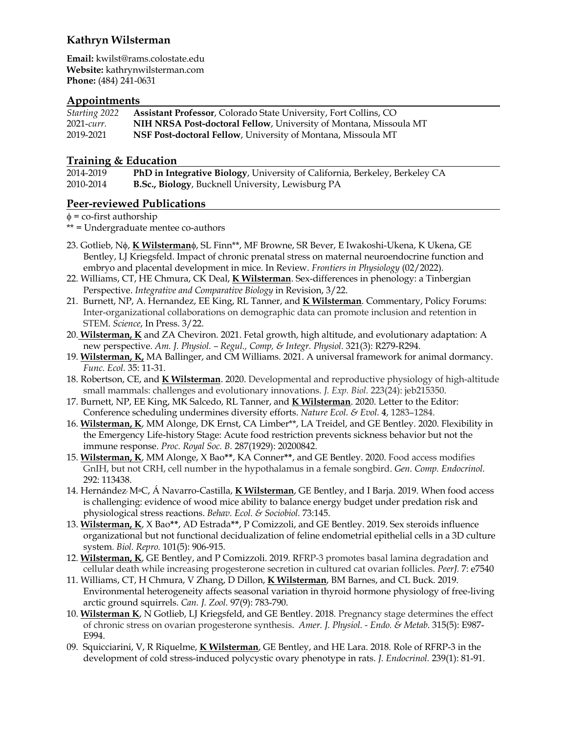# Kathryn Wilsterman

**Email:** kwilst@rams.colostate.edu
**Website:** kathrynwilsterman.com
**Phone:** (484) 241-0631

## Appointments

| | |
|---|---|
| *Starting 2022* | **Assistant Professor**, Colorado State University, Fort Collins, CO |
| 2021-*curr.* | **NIH NRSA Post-doctoral Fellow**, University of Montana, Missoula MT |
| 2019-2021 | **NSF Post-doctoral Fellow**, University of Montana, Missoula MT |

## Training & Education

| | |
|---|---|
| 2014-2019 | **PhD in Integrative Biology**, University of California, Berkeley, Berkeley CA |
| 2010-2014 | **B.Sc., Biology**, Bucknell University, Lewisburg PA |

## Peer-reviewed Publications

ϕ = co-first authorship
** = Undergraduate mentee co-authors

23. Gotlieb, Nϕ, **K Wilsterman**ϕ, SL Finn**, MF Browne, SR Bever, E Iwakoshi-Ukena, K Ukena, GE Bentley, LJ Kriegsfeld. Impact of chronic prenatal stress on maternal neuroendocrine function and embryo and placental development in mice. In Review. *Frontiers in Physiology* (02/2022).
22. Williams, CT, HE Chmura, CK Deal, **K Wilsterman**. Sex-differences in phenology: a Tinbergian Perspective. *Integrative and Comparative Biology* in Revision, 3/22.
21. Burnett, NP, A. Hernandez, EE King, RL Tanner, and **K Wilsterman**. Commentary, Policy Forums: Inter-organizational collaborations on demographic data can promote inclusion and retention in STEM. *Science*, In Press. 3/22.
20. **Wilsterman, K** and ZA Cheviron. 2021. Fetal growth, high altitude, and evolutionary adaptation: A new perspective. *Am. J. Physiol. – Regul., Comp, & Integr. Physiol.* 321(3): R279-R294.
19. **Wilsterman, K,** MA Ballinger, and CM Williams. 2021. A universal framework for animal dormancy. *Func. Ecol.* 35: 11-31.
18. Robertson, CE, and **K Wilsterman**. 2020. Developmental and reproductive physiology of high-altitude small mammals: challenges and evolutionary innovations. *J. Exp. Biol.* 223(24): jeb215350.
17. Burnett, NP, EE King, MK Salcedo, RL Tanner, and **K Wilsterman**. 2020. Letter to the Editor: Conference scheduling undermines diversity efforts. *Nature Ecol. & Evol.* **4**, 1283–1284.
16. **Wilsterman, K**, MM Alonge, DK Ernst, CA Limber**, LA Treidel, and GE Bentley. 2020. Flexibility in the Emergency Life-history Stage: Acute food restriction prevents sickness behavior but not the immune response. *Proc. Royal Soc. B.* 287(1929): 20200842.
15. **Wilsterman, K**, MM Alonge, X Bao**, KA Conner**, and GE Bentley. 2020. Food access modifies GnIH, but not CRH, cell number in the hypothalamus in a female songbird. *Gen. Comp. Endocrinol.* 292: 113438.
14. Hernández, MªC, Á Navarro-Castilla, **K Wilsterman**, GE Bentley, and I Barja. 2019. When food access is challenging: evidence of wood mice ability to balance energy budget under predation risk and physiological stress reactions. *Behav. Ecol. & Sociobiol.* 73:145.
13. **Wilsterman, K**, X Bao**, AD Estrada**, P Comizzoli, and GE Bentley. 2019. Sex steroids influence organizational but not functional decidualization of feline endometrial epithelial cells in a 3D culture system. *Biol. Repro.* 101(5): 906-915.
12. **Wilsterman, K**, GE Bentley, and P Comizzoli. 2019. RFRP-3 promotes basal lamina degradation and cellular death while increasing progesterone secretion in cultured cat ovarian follicles. *PeerJ.* 7: e7540
11. Williams, CT, H Chmura, V Zhang, D Dillon, **K Wilsterman**, BM Barnes, and CL Buck. 2019. Environmental heterogeneity affects seasonal variation in thyroid hormone physiology of free-living arctic ground squirrels. *Can. J. Zool.* 97(9): 783-790.
10. **Wilsterman K**, N Gotlieb, LJ Kriegsfeld, and GE Bentley. 2018. Pregnancy stage determines the effect of chronic stress on ovarian progesterone synthesis. *Amer. J. Physiol. - Endo. & Metab.* 315(5): E987-E994.
09. Squicciarini, V, R Riquelme, **K Wilsterman**, GE Bentley, and HE Lara. 2018. Role of RFRP-3 in the development of cold stress-induced polycystic ovary phenotype in rats. *J. Endocrinol.* 239(1): 81-91.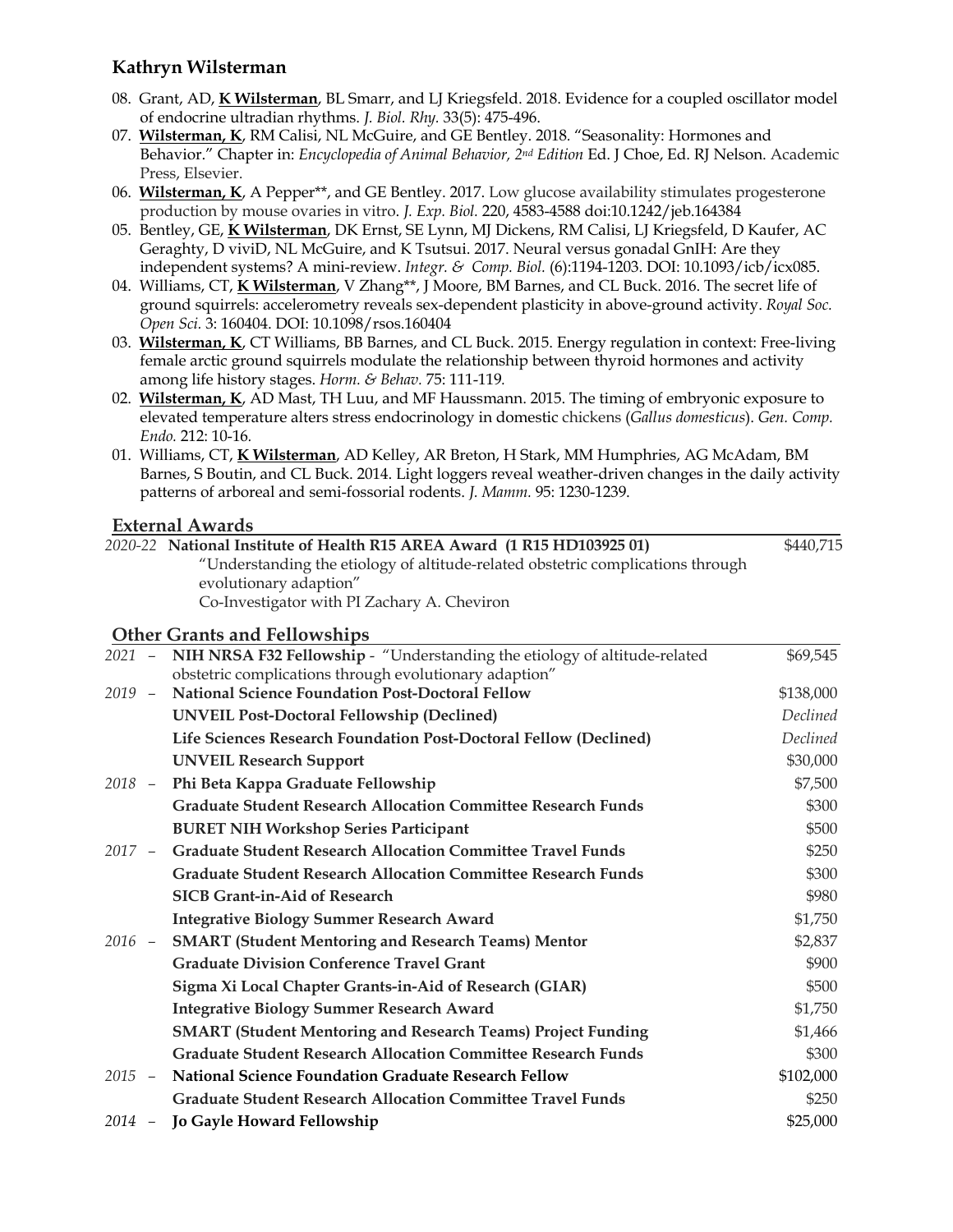08. Grant, AD, **K Wilsterman**, BL Smarr, and LJ Kriegsfeld. 2018. Evidence for a coupled oscillator model of endocrine ultradian rhythms. *J. Biol. Rhy.* 33(5): 475-496.

07. **Wilsterman, K**, RM Calisi, NL McGuire, and GE Bentley. 2018. "Seasonality: Hormones and Behavior." Chapter in: *Encyclopedia of Animal Behavior, 2nd Edition* Ed. J Choe, Ed. RJ Nelson. Academic Press, Elsevier.

06. **Wilsterman, K**, A Pepper**, and GE Bentley. 2017. Low glucose availability stimulates progesterone production by mouse ovaries in vitro. *J. Exp. Biol.* 220, 4583-4588 doi:10.1242/jeb.164384

05. Bentley, GE, **K Wilsterman**, DK Ernst, SE Lynn, MJ Dickens, RM Calisi, LJ Kriegsfeld, D Kaufer, AC Geraghty, D viviD, NL McGuire, and K Tsutsui. 2017. Neural versus gonadal GnIH: Are they independent systems? A mini-review. *Integr. & Comp. Biol.* (6):1194-1203. DOI: 10.1093/icb/icx085.

04. Williams, CT, **K Wilsterman**, V Zhang**, J Moore, BM Barnes, and CL Buck. 2016. The secret life of ground squirrels: accelerometry reveals sex-dependent plasticity in above-ground activity. *Royal Soc. Open Sci.* 3: 160404. DOI: 10.1098/rsos.160404

03. **Wilsterman, K**, CT Williams, BB Barnes, and CL Buck. 2015. Energy regulation in context: Free-living female arctic ground squirrels modulate the relationship between thyroid hormones and activity among life history stages. *Horm. & Behav.* 75: 111-119.

02. **Wilsterman, K**, AD Mast, TH Luu, and MF Haussmann. 2015. The timing of embryonic exposure to elevated temperature alters stress endocrinology in domestic chickens (*Gallus domesticus*). *Gen. Comp. Endo.* 212: 10-16.

01. Williams, CT, **K Wilsterman**, AD Kelley, AR Breton, H Stark, MM Humphries, AG McAdam, BM Barnes, S Boutin, and CL Buck. 2014. Light loggers reveal weather-driven changes in the daily activity patterns of arboreal and semi-fossorial rodents. *J. Mamm.* 95: 1230-1239.

## External Awards

*2020-22* **National Institute of Health R15 AREA Award (1 R15 HD103925 01)** — $440,715
"Understanding the etiology of altitude-related obstetric complications through evolutionary adaption"
Co-Investigator with PI Zachary A. Cheviron

## Other Grants and Fellowships

| Year | Grant / Fellowship | Amount |
|---|---|---|
| *2021 –* | **NIH NRSA F32 Fellowship** - "Understanding the etiology of altitude-related obstetric complications through evolutionary adaption" | $69,545 |
| *2019 –* | **National Science Foundation Post-Doctoral Fellow** | $138,000 |
| | **UNVEIL Post-Doctoral Fellowship (Declined)** | *Declined* |
| | **Life Sciences Research Foundation Post-Doctoral Fellow (Declined)** | *Declined* |
| | **UNVEIL Research Support** | $30,000 |
| *2018 –* | **Phi Beta Kappa Graduate Fellowship** | $7,500 |
| | **Graduate Student Research Allocation Committee Research Funds** | $300 |
| | **BURET NIH Workshop Series Participant** | $500 |
| *2017 –* | **Graduate Student Research Allocation Committee Travel Funds** | $250 |
| | **Graduate Student Research Allocation Committee Research Funds** | $300 |
| | **SICB Grant-in-Aid of Research** | $980 |
| | **Integrative Biology Summer Research Award** | $1,750 |
| *2016 –* | **SMART (Student Mentoring and Research Teams) Mentor** | $2,837 |
| | **Graduate Division Conference Travel Grant** | $900 |
| | **Sigma Xi Local Chapter Grants-in-Aid of Research (GIAR)** | $500 |
| | **Integrative Biology Summer Research Award** | $1,750 |
| | **SMART (Student Mentoring and Research Teams) Project Funding** | $1,466 |
| | **Graduate Student Research Allocation Committee Research Funds** | $300 |
| *2015 –* | **National Science Foundation Graduate Research Fellow** | $102,000 |
| | **Graduate Student Research Allocation Committee Travel Funds** | $250 |
| *2014 –* | **Jo Gayle Howard Fellowship** | $25,000 |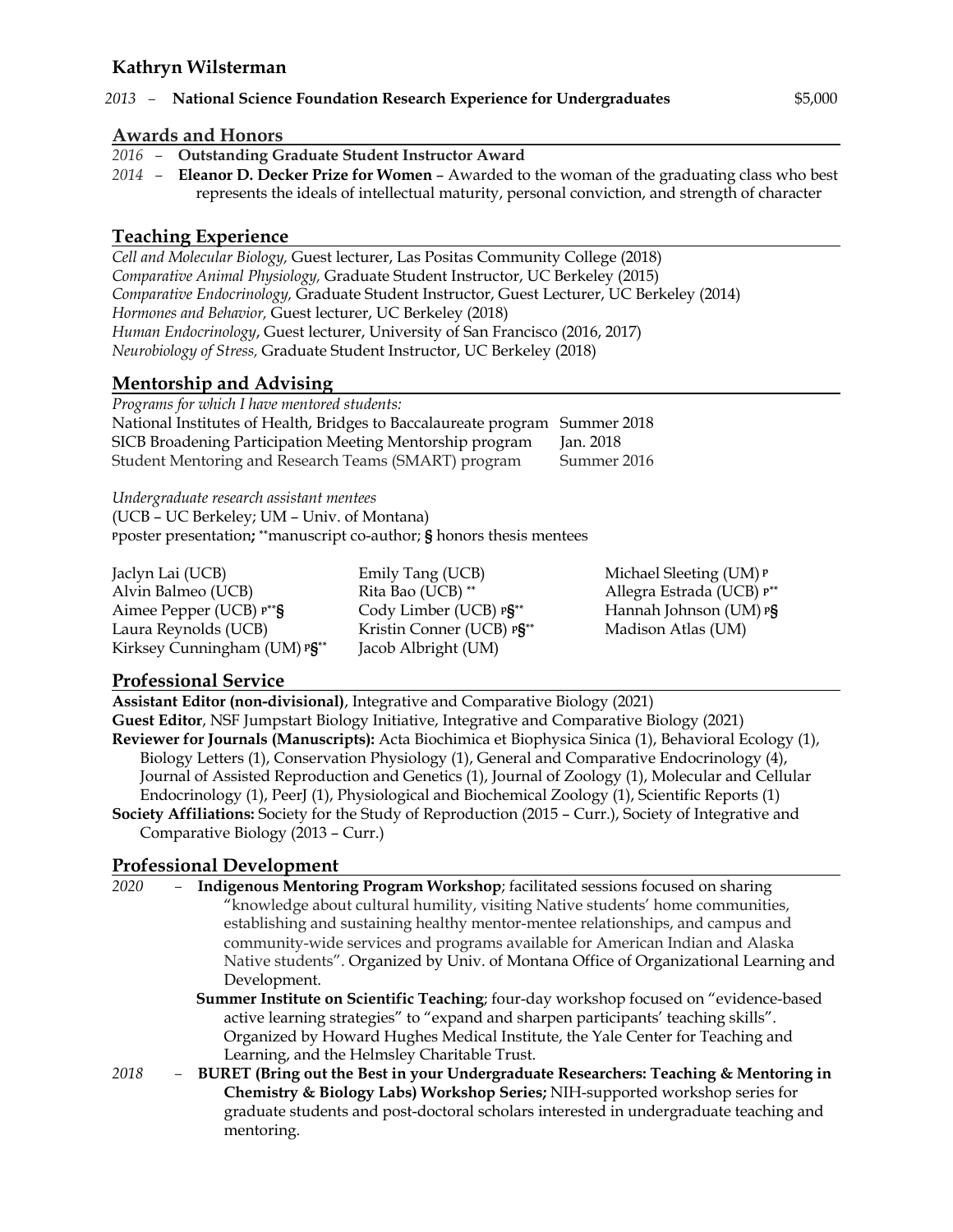*2013* – **National Science Foundation Research Experience for Undergraduates** $5,000

## Awards and Honors

*2016* – **Outstanding Graduate Student Instructor Award**

*2014* – **Eleanor D. Decker Prize for Women** – Awarded to the woman of the graduating class who best represents the ideals of intellectual maturity, personal conviction, and strength of character

## Teaching Experience

*Cell and Molecular Biology,* Guest lecturer, Las Positas Community College (2018)
*Comparative Animal Physiology,* Graduate Student Instructor, UC Berkeley (2015)
*Comparative Endocrinology,* Graduate Student Instructor, Guest Lecturer, UC Berkeley (2014)
*Hormones and Behavior,* Guest lecturer, UC Berkeley (2018)
*Human Endocrinology*, Guest lecturer, University of San Francisco (2016, 2017)
*Neurobiology of Stress,* Graduate Student Instructor, UC Berkeley (2018)

## Mentorship and Advising

*Programs for which I have mentored students:*

| Program | Date |
| --- | --- |
| National Institutes of Health, Bridges to Baccalaureate program | Summer 2018 |
| SICB Broadening Participation Meeting Mentorship program | Jan. 2018 |
| Student Mentoring and Research Teams (SMART) program | Summer 2016 |

*Undergraduate research assistant mentees*
(UCB – UC Berkeley; UM – Univ. of Montana)
P poster presentation**;** ** manuscript co-author; **§** honors thesis mentees

Jaclyn Lai (UCB)
Alvin Balmeo (UCB)
Aimee Pepper (UCB) P**§
Laura Reynolds (UCB)
Kirksey Cunningham (UM) P§**
Emily Tang (UCB)
Rita Bao (UCB) **
Cody Limber (UCB) P§**
Kristin Conner (UCB) P§**
Jacob Albright (UM)
Michael Sleeting (UM) P
Allegra Estrada (UCB) P**
Hannah Johnson (UM) P§
Madison Atlas (UM)

## Professional Service

**Assistant Editor (non-divisional)**, Integrative and Comparative Biology (2021)
**Guest Editor**, NSF Jumpstart Biology Initiative, Integrative and Comparative Biology (2021)
**Reviewer for Journals (Manuscripts):** Acta Biochimica et Biophysica Sinica (1), Behavioral Ecology (1), Biology Letters (1), Conservation Physiology (1), General and Comparative Endocrinology (4), Journal of Assisted Reproduction and Genetics (1), Journal of Zoology (1), Molecular and Cellular Endocrinology (1), PeerJ (1), Physiological and Biochemical Zoology (1), Scientific Reports (1)
**Society Affiliations:** Society for the Study of Reproduction (2015 – Curr.), Society of Integrative and Comparative Biology (2013 – Curr.)

## Professional Development

*2020* – **Indigenous Mentoring Program Workshop**; facilitated sessions focused on sharing "knowledge about cultural humility, visiting Native students' home communities, establishing and sustaining healthy mentor-mentee relationships, and campus and community-wide services and programs available for American Indian and Alaska Native students". Organized by Univ. of Montana Office of Organizational Learning and Development.

**Summer Institute on Scientific Teaching**; four-day workshop focused on "evidence-based active learning strategies" to "expand and sharpen participants' teaching skills". Organized by Howard Hughes Medical Institute, the Yale Center for Teaching and Learning, and the Helmsley Charitable Trust.

*2018* – **BURET (Bring out the Best in your Undergraduate Researchers: Teaching & Mentoring in Chemistry & Biology Labs) Workshop Series;** NIH-supported workshop series for graduate students and post-doctoral scholars interested in undergraduate teaching and mentoring.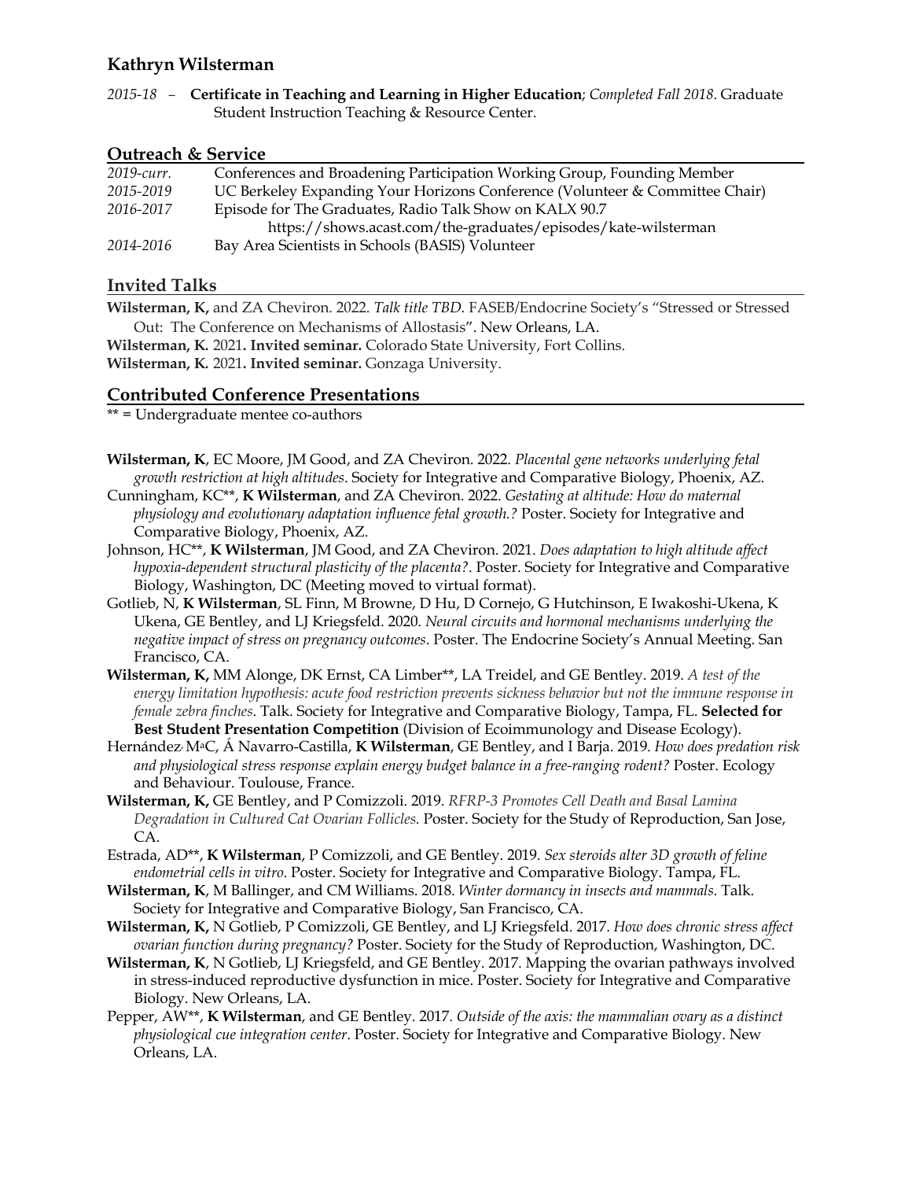2015-18 – **Certificate in Teaching and Learning in Higher Education**; *Completed Fall 2018*. Graduate Student Instruction Teaching & Resource Center.

## Outreach & Service

*2019-curr.* Conferences and Broadening Participation Working Group, Founding Member

*2015-2019* UC Berkeley Expanding Your Horizons Conference (Volunteer & Committee Chair)

*2016-2017* Episode for The Graduates, Radio Talk Show on KALX 90.7
https://shows.acast.com/the-graduates/episodes/kate-wilsterman

*2014-2016* Bay Area Scientists in Schools (BASIS) Volunteer

## Invited Talks

**Wilsterman, K,** and ZA Cheviron. 2022. *Talk title TBD.* FASEB/Endocrine Society's "Stressed or Stressed Out: The Conference on Mechanisms of Allostasis". New Orleans, LA.

**Wilsterman, K.** 2021**. Invited seminar.** Colorado State University, Fort Collins.

**Wilsterman, K.** 2021**. Invited seminar.** Gonzaga University.

## Contributed Conference Presentations

** = Undergraduate mentee co-authors

**Wilsterman, K**, EC Moore, JM Good, and ZA Cheviron. 2022. *Placental gene networks underlying fetal growth restriction at high altitudes*. Society for Integrative and Comparative Biology, Phoenix, AZ.

Cunningham, KC**, **K Wilsterman**, and ZA Cheviron. 2022. *Gestating at altitude: How do maternal physiology and evolutionary adaptation influence fetal growth.?* Poster. Society for Integrative and Comparative Biology, Phoenix, AZ.

Johnson, HC**, **K Wilsterman**, JM Good, and ZA Cheviron. 2021. *Does adaptation to high altitude affect hypoxia-dependent structural plasticity of the placenta?*. Poster. Society for Integrative and Comparative Biology, Washington, DC (Meeting moved to virtual format).

Gotlieb, N, **K Wilsterman**, SL Finn, M Browne, D Hu, D Cornejo, G Hutchinson, E Iwakoshi-Ukena, K Ukena, GE Bentley, and LJ Kriegsfeld. 2020. *Neural circuits and hormonal mechanisms underlying the negative impact of stress on pregnancy outcomes*. Poster. The Endocrine Society's Annual Meeting. San Francisco, CA.

**Wilsterman, K,** MM Alonge, DK Ernst, CA Limber**, LA Treidel, and GE Bentley. 2019. *A test of the energy limitation hypothesis: acute food restriction prevents sickness behavior but not the immune response in female zebra finches*. Talk. Society for Integrative and Comparative Biology, Tampa, FL. **Selected for Best Student Presentation Competition** (Division of Ecoimmunology and Disease Ecology).

Hernández, M[a]C, Á Navarro-Castilla, **K Wilsterman**, GE Bentley, and I Barja. 2019. *How does predation risk and physiological stress response explain energy budget balance in a free-ranging rodent?* Poster. Ecology and Behaviour. Toulouse, France.

**Wilsterman, K,** GE Bentley, and P Comizzoli. 2019. *RFRP-3 Promotes Cell Death and Basal Lamina Degradation in Cultured Cat Ovarian Follicles.* Poster. Society for the Study of Reproduction, San Jose, CA.

Estrada, AD**, **K Wilsterman**, P Comizzoli, and GE Bentley. 2019. *Sex steroids alter 3D growth of feline endometrial cells in vitro*. Poster. Society for Integrative and Comparative Biology. Tampa, FL.

**Wilsterman, K**, M Ballinger, and CM Williams. 2018. *Winter dormancy in insects and mammals*. Talk. Society for Integrative and Comparative Biology, San Francisco, CA.

**Wilsterman, K,** N Gotlieb, P Comizzoli, GE Bentley, and LJ Kriegsfeld. 2017. *How does chronic stress affect ovarian function during pregnancy?* Poster. Society for the Study of Reproduction, Washington, DC.

**Wilsterman, K**, N Gotlieb, LJ Kriegsfeld, and GE Bentley. 2017. Mapping the ovarian pathways involved in stress-induced reproductive dysfunction in mice. Poster. Society for Integrative and Comparative Biology. New Orleans, LA.

Pepper, AW**, **K Wilsterman**, and GE Bentley. 2017. *Outside of the axis: the mammalian ovary as a distinct physiological cue integration center*. Poster. Society for Integrative and Comparative Biology. New Orleans, LA.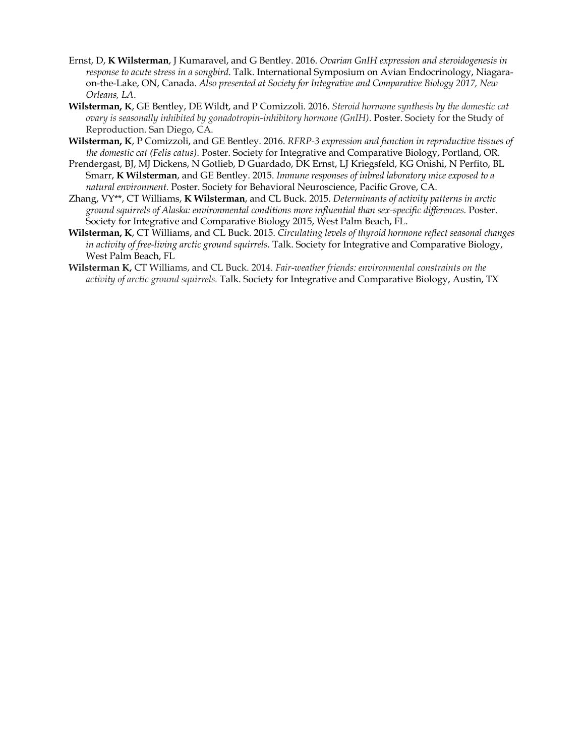Ernst, D, **K Wilsterman**, J Kumaravel, and G Bentley. 2016. *Ovarian GnIH expression and steroidogenesis in response to acute stress in a songbird*. Talk. International Symposium on Avian Endocrinology, Niagara-on-the-Lake, ON, Canada. *Also presented at Society for Integrative and Comparative Biology 2017, New Orleans, LA*.

**Wilsterman, K**, GE Bentley, DE Wildt, and P Comizzoli. 2016. *Steroid hormone synthesis by the domestic cat ovary is seasonally inhibited by gonadotropin-inhibitory hormone (GnIH)*. Poster. Society for the Study of Reproduction. San Diego, CA.

**Wilsterman, K**, P Comizzoli, and GE Bentley. 2016. *RFRP-3 expression and function in reproductive tissues of the domestic cat (Felis catus)*. Poster. Society for Integrative and Comparative Biology, Portland, OR.

Prendergast, BJ, MJ Dickens, N Gotlieb, D Guardado, DK Ernst, LJ Kriegsfeld, KG Onishi, N Perfito, BL Smarr, **K Wilsterman**, and GE Bentley. 2015. *Immune responses of inbred laboratory mice exposed to a natural environment.* Poster. Society for Behavioral Neuroscience, Pacific Grove, CA.

Zhang, VY**, CT Williams, **K Wilsterman**, and CL Buck. 2015. *Determinants of activity patterns in arctic ground squirrels of Alaska: environmental conditions more influential than sex-specific differences.* Poster. Society for Integrative and Comparative Biology 2015, West Palm Beach, FL.

**Wilsterman, K**, CT Williams, and CL Buck. 2015. *Circulating levels of thyroid hormone reflect seasonal changes in activity of free-living arctic ground squirrels.* Talk. Society for Integrative and Comparative Biology, West Palm Beach, FL

**Wilsterman K,** CT Williams, and CL Buck. 2014. *Fair-weather friends: environmental constraints on the activity of arctic ground squirrels.* Talk. Society for Integrative and Comparative Biology, Austin, TX